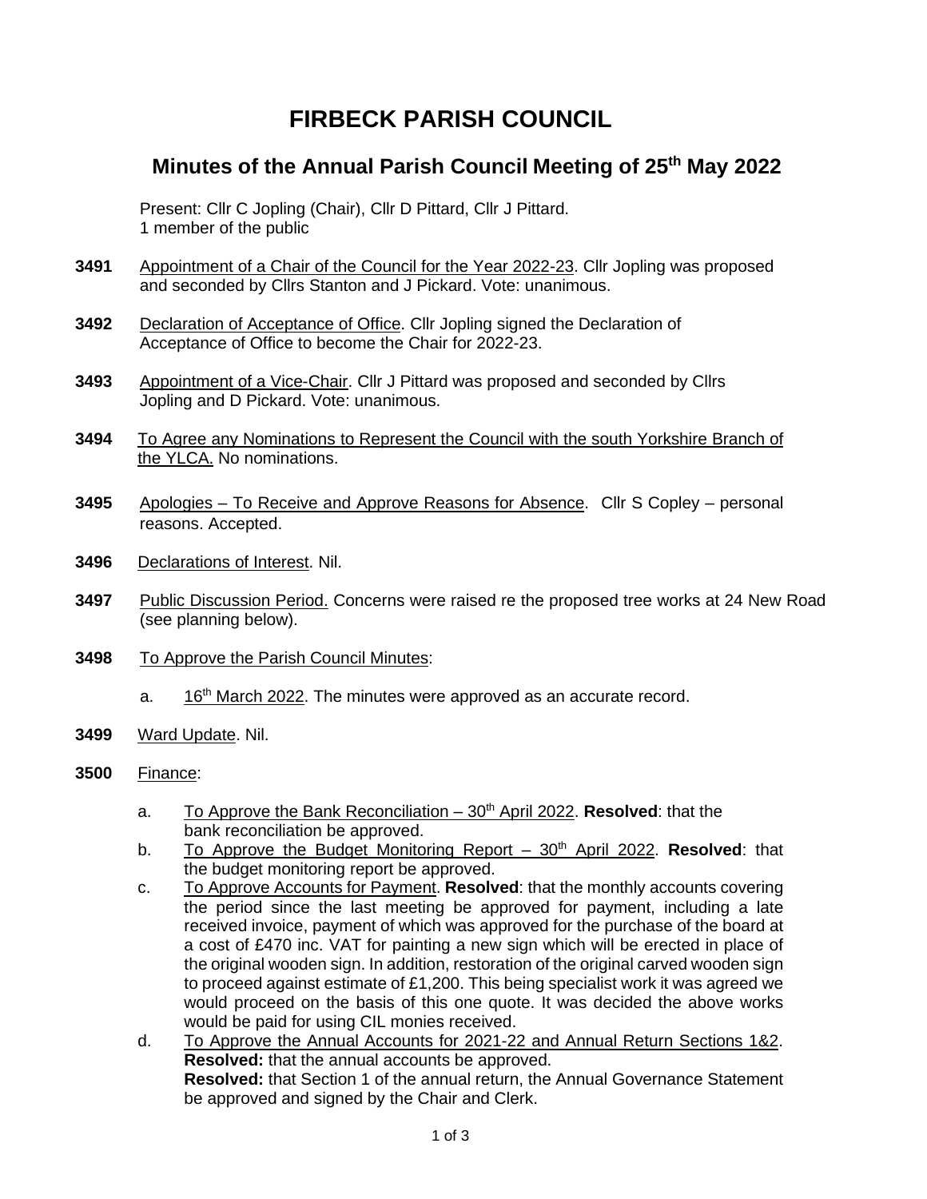# FIRBECK PARISH COUNCIL

## Minutes of the Annual Parish Council Meeting of 25th May 2022

Present: Cllr C Jopling (Chair), Cllr D Pittard, Cllr J Pittard.
1 member of the public

**3491** Appointment of a Chair of the Council for the Year 2022-23. Cllr Jopling was proposed and seconded by Cllrs Stanton and J Pickard. Vote: unanimous.

**3492** Declaration of Acceptance of Office. Cllr Jopling signed the Declaration of Acceptance of Office to become the Chair for 2022-23.

**3493** Appointment of a Vice-Chair. Cllr J Pittard was proposed and seconded by Cllrs Jopling and D Pickard. Vote: unanimous.

**3494** To Agree any Nominations to Represent the Council with the south Yorkshire Branch of the YLCA. No nominations.

**3495** Apologies – To Receive and Approve Reasons for Absence. Cllr S Copley – personal reasons. Accepted.

**3496** Declarations of Interest. Nil.

**3497** Public Discussion Period. Concerns were raised re the proposed tree works at 24 New Road (see planning below).

**3498** To Approve the Parish Council Minutes:

a. 16th March 2022. The minutes were approved as an accurate record.

**3499** Ward Update. Nil.

**3500** Finance:

a. To Approve the Bank Reconciliation – 30th April 2022. **Resolved**: that the bank reconciliation be approved.

b. To Approve the Budget Monitoring Report – 30th April 2022. **Resolved**: that the budget monitoring report be approved.

c. To Approve Accounts for Payment. **Resolved**: that the monthly accounts covering the period since the last meeting be approved for payment, including a late received invoice, payment of which was approved for the purchase of the board at a cost of £470 inc. VAT for painting a new sign which will be erected in place of the original wooden sign. In addition, restoration of the original carved wooden sign to proceed against estimate of £1,200. This being specialist work it was agreed we would proceed on the basis of this one quote. It was decided the above works would be paid for using CIL monies received.

d. To Approve the Annual Accounts for 2021-22 and Annual Return Sections 1&2. **Resolved:** that the annual accounts be approved.
**Resolved:** that Section 1 of the annual return, the Annual Governance Statement be approved and signed by the Chair and Clerk.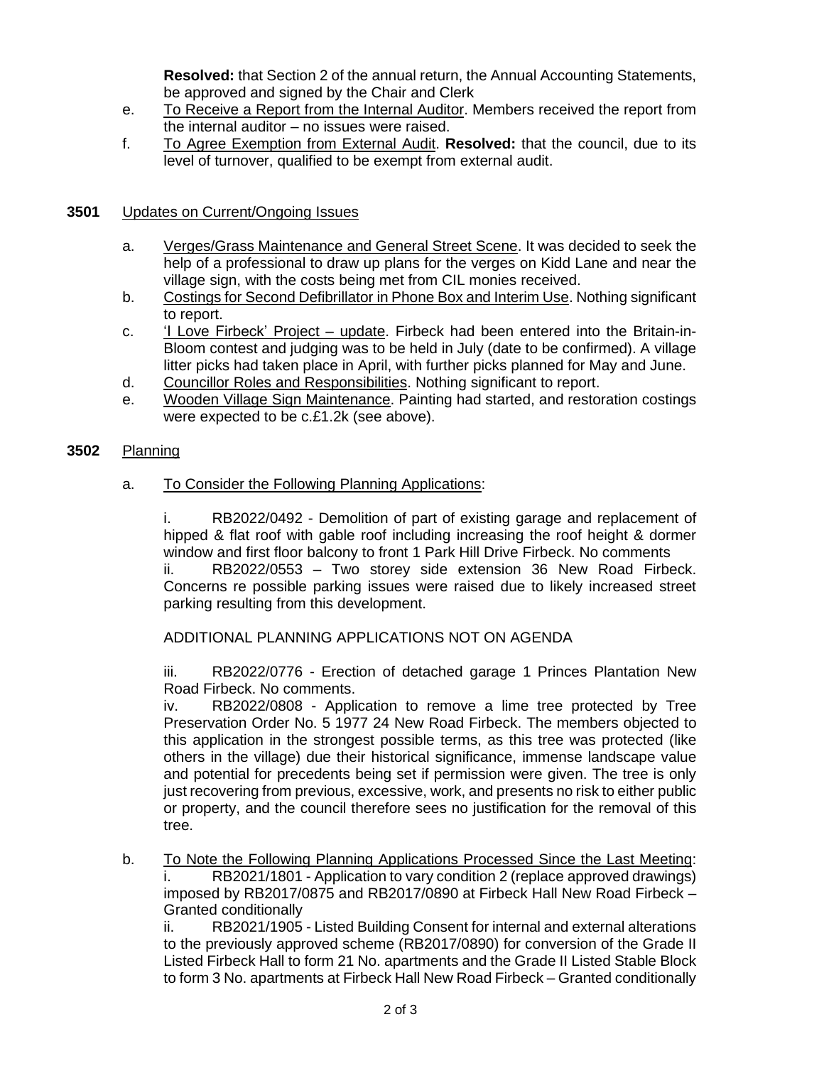**Resolved:** that Section 2 of the annual return, the Annual Accounting Statements, be approved and signed by the Chair and Clerk

e. To Receive a Report from the Internal Auditor. Members received the report from the internal auditor – no issues were raised.

f. To Agree Exemption from External Audit. **Resolved:** that the council, due to its level of turnover, qualified to be exempt from external audit.

**3501** Updates on Current/Ongoing Issues

a. Verges/Grass Maintenance and General Street Scene. It was decided to seek the help of a professional to draw up plans for the verges on Kidd Lane and near the village sign, with the costs being met from CIL monies received.

b. Costings for Second Defibrillator in Phone Box and Interim Use. Nothing significant to report.

c. 'I Love Firbeck' Project – update. Firbeck had been entered into the Britain-in-Bloom contest and judging was to be held in July (date to be confirmed). A village litter picks had taken place in April, with further picks planned for May and June.

d. Councillor Roles and Responsibilities. Nothing significant to report.

e. Wooden Village Sign Maintenance. Painting had started, and restoration costings were expected to be c.£1.2k (see above).

**3502** Planning

a. To Consider the Following Planning Applications:

i. RB2022/0492 - Demolition of part of existing garage and replacement of hipped & flat roof with gable roof including increasing the roof height & dormer window and first floor balcony to front 1 Park Hill Drive Firbeck. No comments

ii. RB2022/0553 – Two storey side extension 36 New Road Firbeck. Concerns re possible parking issues were raised due to likely increased street parking resulting from this development.

ADDITIONAL PLANNING APPLICATIONS NOT ON AGENDA

iii. RB2022/0776 - Erection of detached garage 1 Princes Plantation New Road Firbeck. No comments.

iv. RB2022/0808 - Application to remove a lime tree protected by Tree Preservation Order No. 5 1977 24 New Road Firbeck. The members objected to this application in the strongest possible terms, as this tree was protected (like others in the village) due their historical significance, immense landscape value and potential for precedents being set if permission were given. The tree is only just recovering from previous, excessive, work, and presents no risk to either public or property, and the council therefore sees no justification for the removal of this tree.

b. To Note the Following Planning Applications Processed Since the Last Meeting:

i. RB2021/1801 - Application to vary condition 2 (replace approved drawings) imposed by RB2017/0875 and RB2017/0890 at Firbeck Hall New Road Firbeck – Granted conditionally

ii. RB2021/1905 - Listed Building Consent for internal and external alterations to the previously approved scheme (RB2017/0890) for conversion of the Grade II Listed Firbeck Hall to form 21 No. apartments and the Grade II Listed Stable Block to form 3 No. apartments at Firbeck Hall New Road Firbeck – Granted conditionally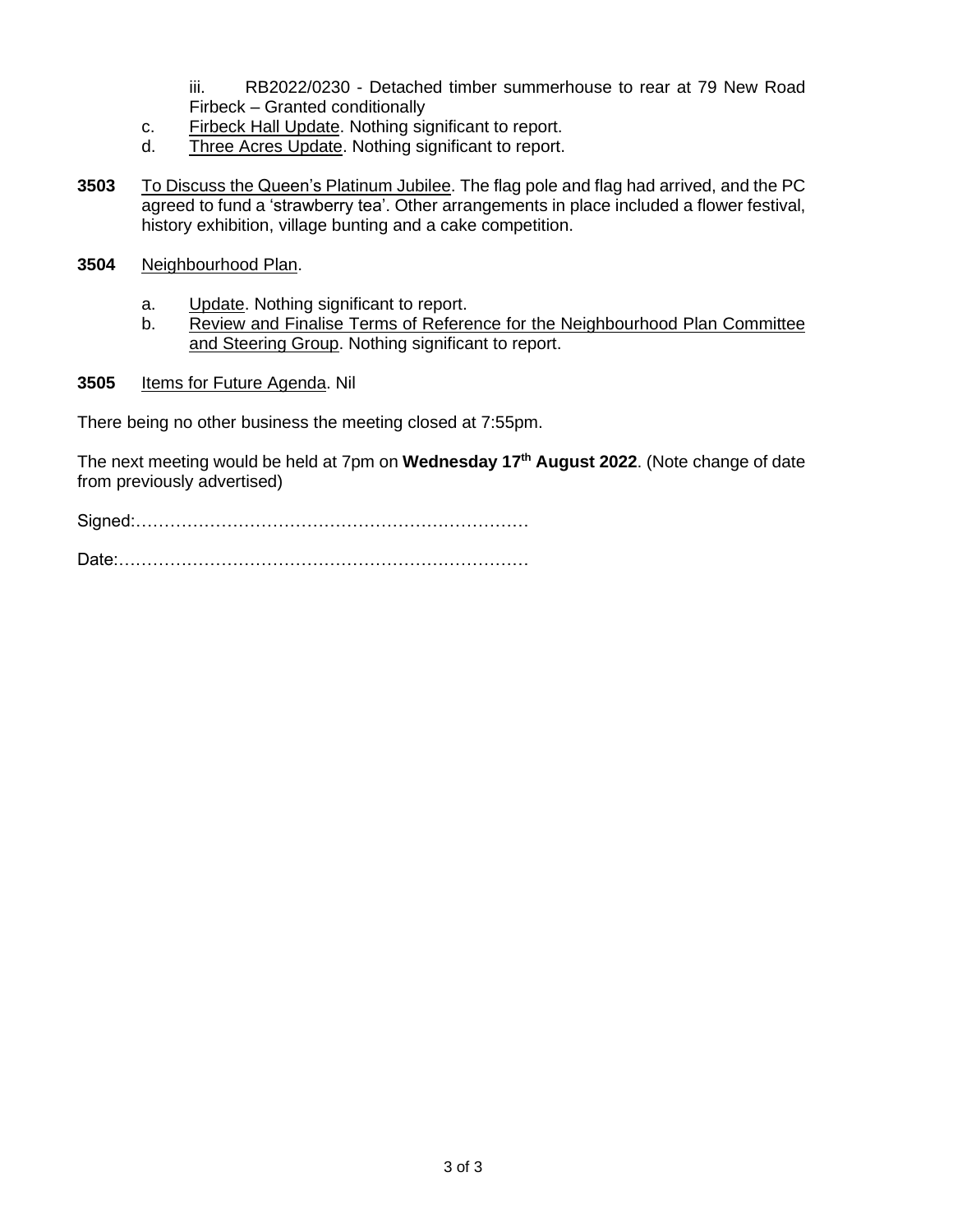iii. RB2022/0230 - Detached timber summerhouse to rear at 79 New Road Firbeck – Granted conditionally

c. Firbeck Hall Update. Nothing significant to report.

d. Three Acres Update. Nothing significant to report.

**3503** To Discuss the Queen's Platinum Jubilee. The flag pole and flag had arrived, and the PC agreed to fund a 'strawberry tea'. Other arrangements in place included a flower festival, history exhibition, village bunting and a cake competition.

**3504** Neighbourhood Plan.

a. Update. Nothing significant to report.

b. Review and Finalise Terms of Reference for the Neighbourhood Plan Committee and Steering Group. Nothing significant to report.

**3505** Items for Future Agenda. Nil

There being no other business the meeting closed at 7:55pm.

The next meeting would be held at 7pm on **Wednesday 17th August 2022**. (Note change of date from previously advertised)

Signed:……………………………………………………………

Date:………………………………………………………………